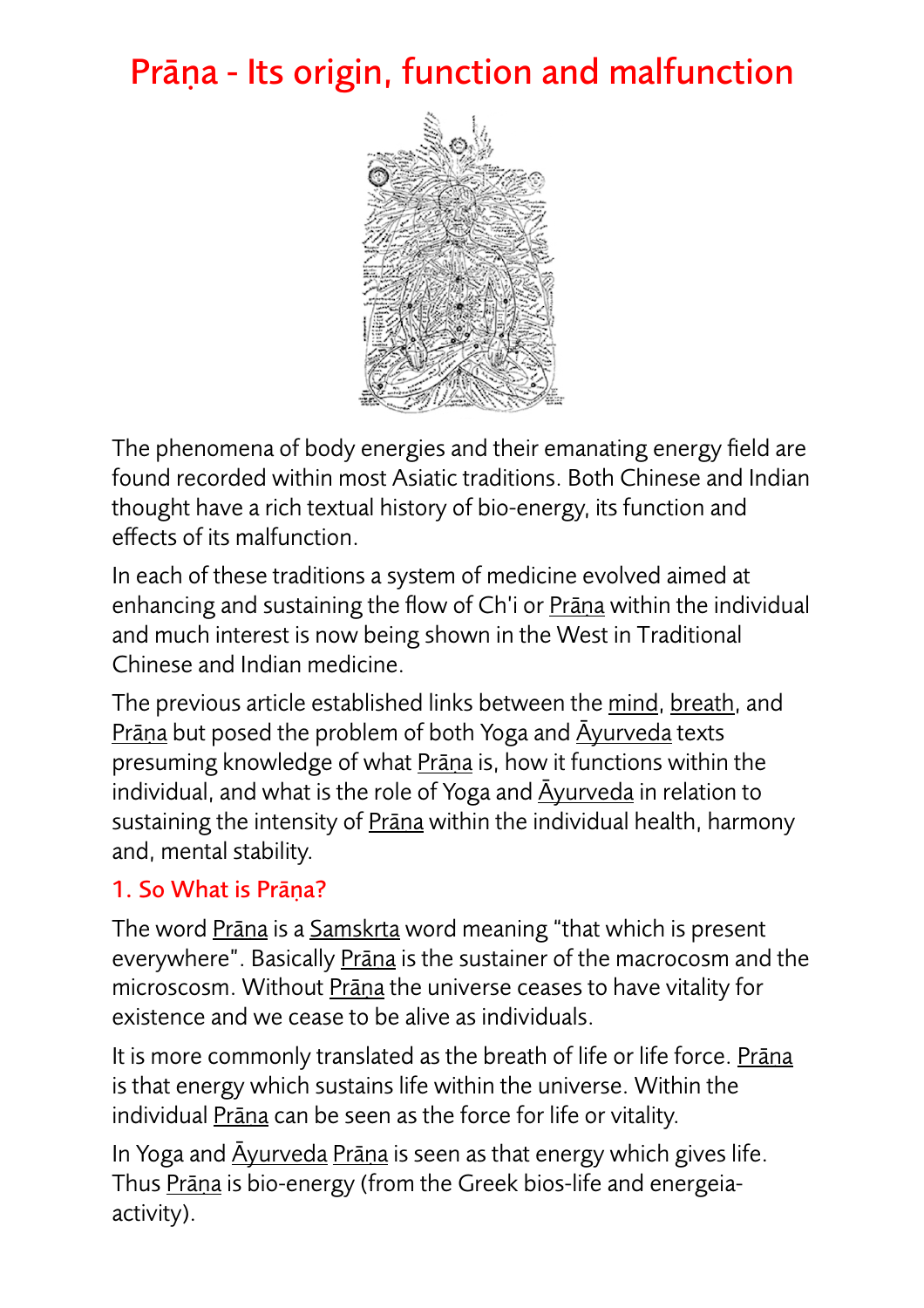# Prāṇa - Its origin, function and malfunction

The phenomena of body energies and their emanating energy field are found recorded within most Asiatic traditions. Both Chinese and Indian thought have a rich textual history of bio-energy, its function and effects of its malfunction.

In each of these traditions a system of medicine evolved aimed at enhancing and sustaining the flow of Ch'i or Prāṇa within the individual and much interest is now being shown in the West in Traditional Chinese and Indian medicine.

The previous article established links between the mind, breath, and Prāṇa but posed the problem of both Yoga and Āyurveda texts presuming knowledge of what Prāṇa is, how it functions within the individual, and what is the role of Yoga and Āyurveda in relation to sustaining the intensity of Prāna within the individual health, harmony and, mental stability.

## 1. So What is Prāṇa?

The word Prāna is a Samskrta word meaning "that which is present everywhere". Basically Prāna is the sustainer of the macrocosm and the microscosm. Without Prāṇa the universe ceases to have vitality for existence and we cease to be alive as individuals.

It is more commonly translated as the breath of life or life force. Prāna is that energy which sustains life within the universe. Within the individual Prāṇa can be seen as the force for life or vitality.

In Yoga and Āyurveda Prāṇa is seen as that energy which gives life. Thus Prāṇa is bio-energy (from the Greek bios-life and energeia-activity).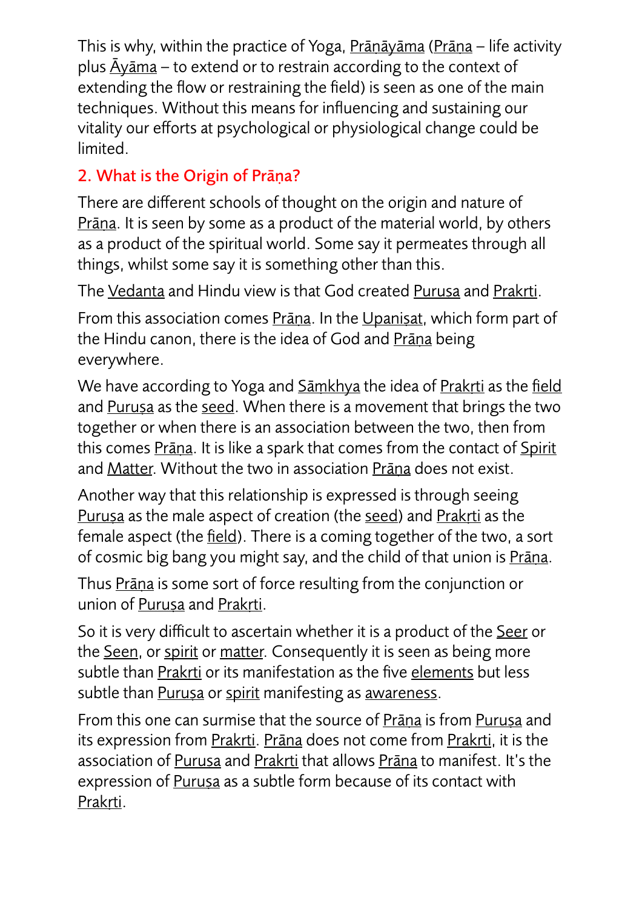This is why, within the practice of Yoga, Prāṇāyāma (Prāṇa – life activity plus Āyāma – to extend or to restrain according to the context of extending the flow or restraining the field) is seen as one of the main techniques. Without this means for influencing and sustaining our vitality our efforts at psychological or physiological change could be limited.

## 2. What is the Origin of Prāṇa?

There are different schools of thought on the origin and nature of Prāṇa. It is seen by some as a product of the material world, by others as a product of the spiritual world. Some say it permeates through all things, whilst some say it is something other than this.

The Vedanta and Hindu view is that God created Purusa and Prakrti.

From this association comes Prāṇa. In the Upaniṣat, which form part of the Hindu canon, there is the idea of God and Prāṇa being everywhere.

We have according to Yoga and Sāṃkhya the idea of Prakṛti as the field and Puruṣa as the seed. When there is a movement that brings the two together or when there is an association between the two, then from this comes Prāṇa. It is like a spark that comes from the contact of Spirit and Matter. Without the two in association Prāṇa does not exist.

Another way that this relationship is expressed is through seeing Puruṣa as the male aspect of creation (the seed) and Prakṛti as the female aspect (the field). There is a coming together of the two, a sort of cosmic big bang you might say, and the child of that union is Prāṇa.

Thus Prāṇa is some sort of force resulting from the conjunction or union of Puruṣa and Prakṛti.

So it is very difficult to ascertain whether it is a product of the Seer or the Seen, or spirit or matter. Consequently it is seen as being more subtle than Prakrti or its manifestation as the five elements but less subtle than Puruṣa or spirit manifesting as awareness.

From this one can surmise that the source of Prāṇa is from Puruṣa and its expression from Prakrti. Prāna does not come from Prakrti, it is the association of Purusa and Prakrti that allows Prāna to manifest. It's the expression of Puruṣa as a subtle form because of its contact with Prakṛti.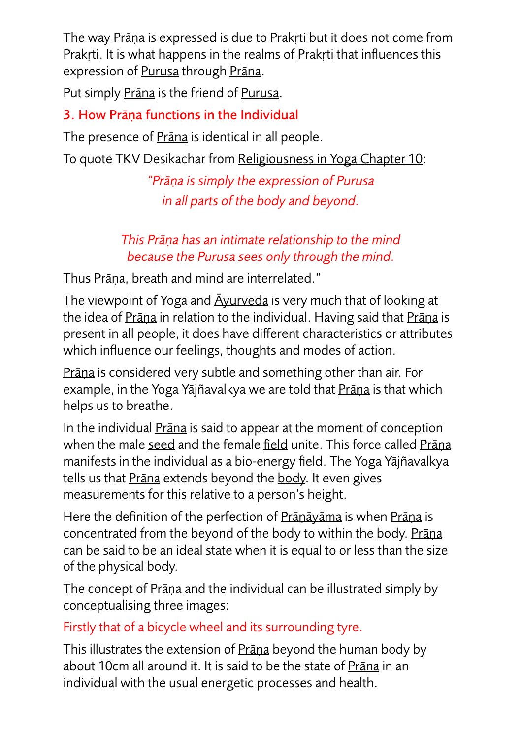The way Prāṇa is expressed is due to Prakṛti but it does not come from Prakṛti. It is what happens in the realms of Prakṛti that influences this expression of Puruṣa through Prāṇa.

Put simply Prāna is the friend of Purusa.

### 3. How Prāṇa functions in the Individual

The presence of Prāna is identical in all people.

To quote TKV Desikachar from Religiousness in Yoga Chapter 10:

> *"Prāṇa is simply the expression of Purusa*
> *in all parts of the body and beyond.*
>
> *This Prāṇa has an intimate relationship to the mind*
> *because the Purusa sees only through the mind.*

Thus Prāṇa, breath and mind are interrelated."

The viewpoint of Yoga and Āyurveda is very much that of looking at the idea of Prāna in relation to the individual. Having said that Prāṇa is present in all people, it does have different characteristics or attributes which influence our feelings, thoughts and modes of action.

Prāṇa is considered very subtle and something other than air. For example, in the Yoga Yājñavalkya we are told that Prāṇa is that which helps us to breathe.

In the individual Prāṇa is said to appear at the moment of conception when the male seed and the female field unite. This force called Prāṇa manifests in the individual as a bio-energy field. The Yoga Yājñavalkya tells us that Prāṇa extends beyond the body. It even gives measurements for this relative to a person's height.

Here the definition of the perfection of Prāṇāyāma is when Prāṇa is concentrated from the beyond of the body to within the body. Prāṇa can be said to be an ideal state when it is equal to or less than the size of the physical body.

The concept of Prāṇa and the individual can be illustrated simply by conceptualising three images:

Firstly that of a bicycle wheel and its surrounding tyre.

This illustrates the extension of Prāṇa beyond the human body by about 10cm all around it. It is said to be the state of Prāṇa in an individual with the usual energetic processes and health.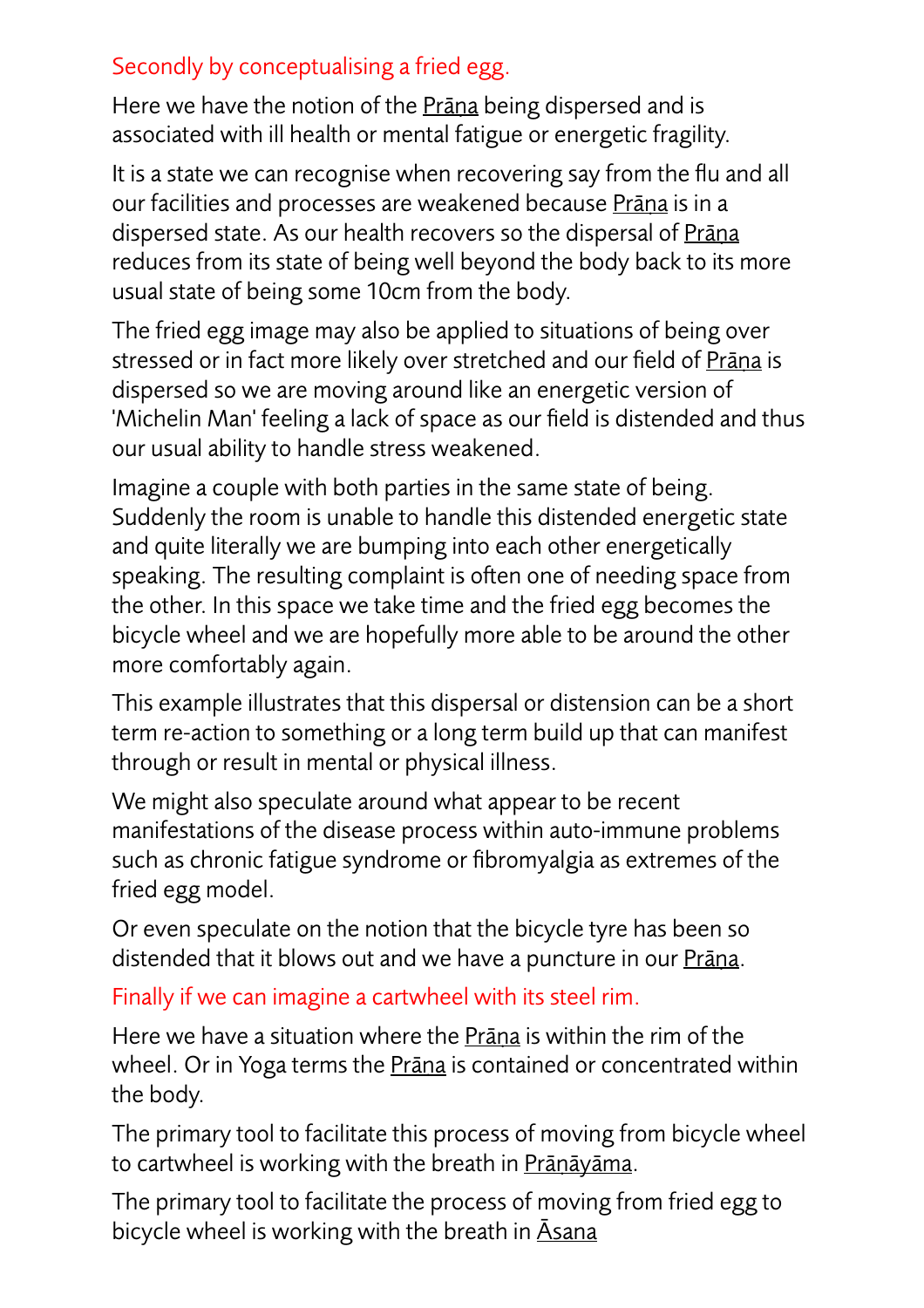### Secondly by conceptualising a fried egg.

Here we have the notion of the Prāṇa being dispersed and is associated with ill health or mental fatigue or energetic fragility.

It is a state we can recognise when recovering say from the flu and all our facilities and processes are weakened because Prāṇa is in a dispersed state. As our health recovers so the dispersal of Prāṇa reduces from its state of being well beyond the body back to its more usual state of being some 10cm from the body.

The fried egg image may also be applied to situations of being over stressed or in fact more likely over stretched and our field of Prāṇa is dispersed so we are moving around like an energetic version of 'Michelin Man' feeling a lack of space as our field is distended and thus our usual ability to handle stress weakened.

Imagine a couple with both parties in the same state of being. Suddenly the room is unable to handle this distended energetic state and quite literally we are bumping into each other energetically speaking. The resulting complaint is often one of needing space from the other. In this space we take time and the fried egg becomes the bicycle wheel and we are hopefully more able to be around the other more comfortably again.

This example illustrates that this dispersal or distension can be a short term re-action to something or a long term build up that can manifest through or result in mental or physical illness.

We might also speculate around what appear to be recent manifestations of the disease process within auto-immune problems such as chronic fatigue syndrome or fibromyalgia as extremes of the fried egg model.

Or even speculate on the notion that the bicycle tyre has been so distended that it blows out and we have a puncture in our Prāṇa.

### Finally if we can imagine a cartwheel with its steel rim.

Here we have a situation where the Prāṇa is within the rim of the wheel. Or in Yoga terms the Prāṇa is contained or concentrated within the body.

The primary tool to facilitate this process of moving from bicycle wheel to cartwheel is working with the breath in Prāṇāyāma.

The primary tool to facilitate the process of moving from fried egg to bicycle wheel is working with the breath in Āsana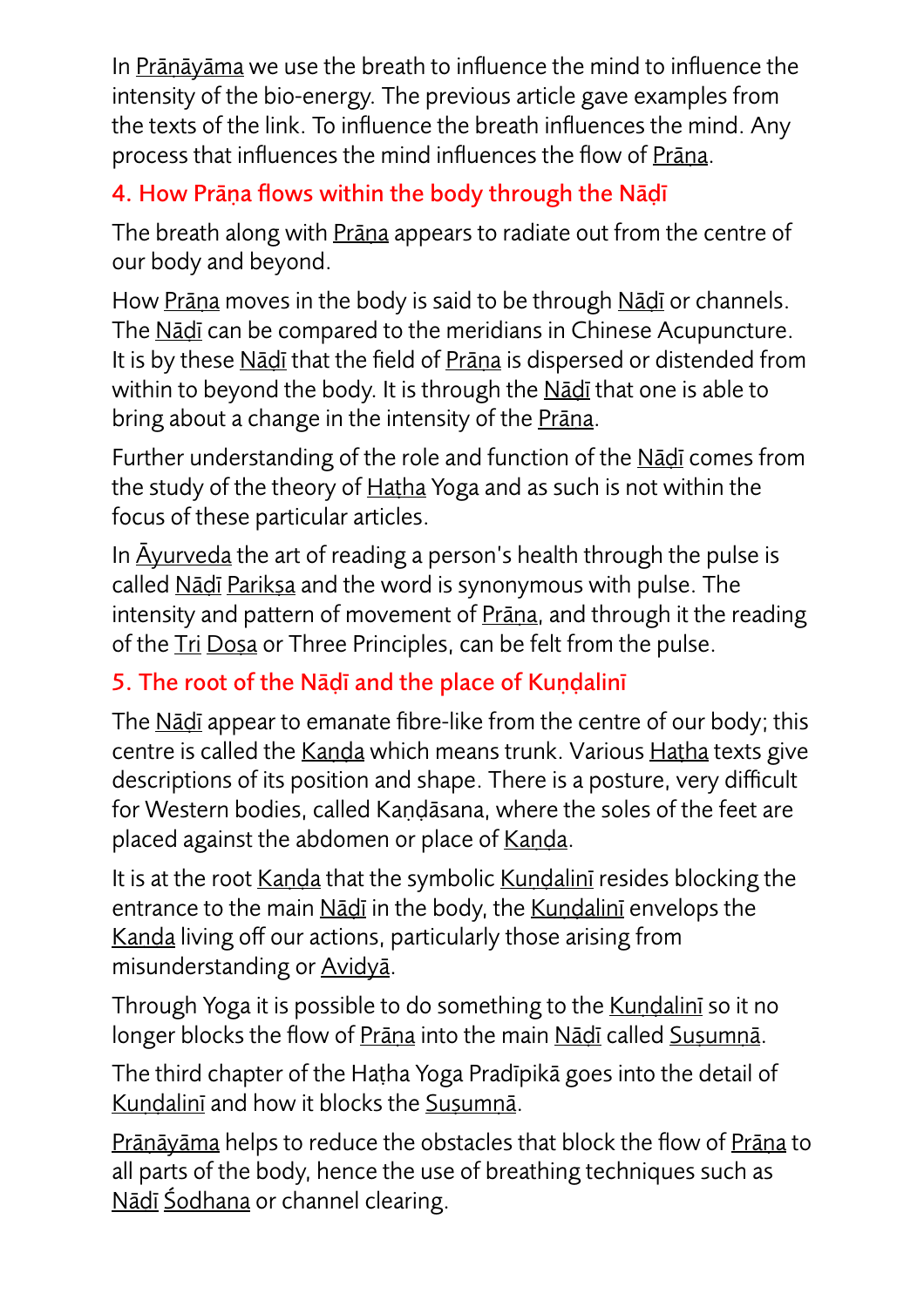In Prāṇāyāma we use the breath to influence the mind to influence the intensity of the bio-energy. The previous article gave examples from the texts of the link. To influence the breath influences the mind. Any process that influences the mind influences the flow of Prāṇa.

## 4. How Prāṇa flows within the body through the Nāḍī

The breath along with Prāṇa appears to radiate out from the centre of our body and beyond.

How Prāṇa moves in the body is said to be through Nāḍī or channels. The Nāḍī can be compared to the meridians in Chinese Acupuncture. It is by these Nāḍī that the field of Prāṇa is dispersed or distended from within to beyond the body. It is through the Nāḍī that one is able to bring about a change in the intensity of the Prāṇa.

Further understanding of the role and function of the Nāḍī comes from the study of the theory of Haṭha Yoga and as such is not within the focus of these particular articles.

In Āyurveda the art of reading a person's health through the pulse is called Nāḍī Parikṣa and the word is synonymous with pulse. The intensity and pattern of movement of Prāṇa, and through it the reading of the Tri Doṣa or Three Principles, can be felt from the pulse.

## 5. The root of the Nāḍī and the place of Kuṇḍalinī

The Nāḍī appear to emanate fibre-like from the centre of our body; this centre is called the Kaṇḍa which means trunk. Various Haṭha texts give descriptions of its position and shape. There is a posture, very difficult for Western bodies, called Kaṇḍāsana, where the soles of the feet are placed against the abdomen or place of Kaṇḍa.

It is at the root Kaṇḍa that the symbolic Kuṇḍalinī resides blocking the entrance to the main Nāḍī in the body, the Kuṇḍalinī envelops the Kanda living off our actions, particularly those arising from misunderstanding or Avidyā.

Through Yoga it is possible to do something to the Kuṇḍalinī so it no longer blocks the flow of Prāṇa into the main Nāḍī called Suṣumṇā.

The third chapter of the Haṭha Yoga Pradīpikā goes into the detail of Kuṇḍalinī and how it blocks the Suṣumṇā.

Prāṇāyāma helps to reduce the obstacles that block the flow of Prāṇa to all parts of the body, hence the use of breathing techniques such as Nāḍī Śodhana or channel clearing.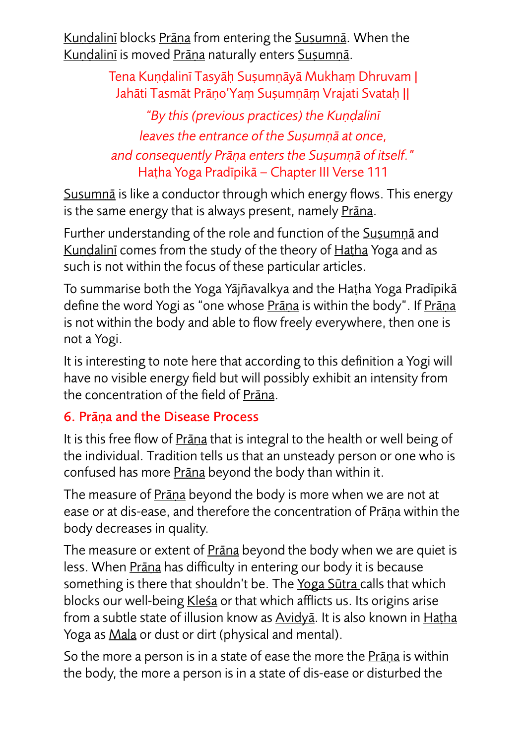Kuṇḍalinī blocks Prāṇa from entering the Suṣumṇā. When the Kuṇḍalinī is moved Prāṇa naturally enters Suṣumṇā.

Tena Kuṇḍalinī Tasyāḥ Suṣumṇāyā Mukhaṃ Dhruvam |
Jahāti Tasmāt Prāṇo'Yaṃ Suṣumṇāṃ Vrajati Svataḥ ||

*"By this (previous practices) the Kuṇḍalinī*
*leaves the entrance of the Suṣumṇā at once,*
*and consequently Prāṇa enters the Suṣumṇā of itself."*
Haṭha Yoga Pradīpikā – Chapter III Verse 111

Susumnā is like a conductor through which energy flows. This energy is the same energy that is always present, namely Prāna.

Further understanding of the role and function of the Suṣumṇā and Kuṇḍalinī comes from the study of the theory of Haṭha Yoga and as such is not within the focus of these particular articles.

To summarise both the Yoga Yājñavalkya and the Haṭha Yoga Pradīpikā define the word Yogi as "one whose Prāṇa is within the body". If Prāṇa is not within the body and able to flow freely everywhere, then one is not a Yogi.

It is interesting to note here that according to this definition a Yogi will have no visible energy field but will possibly exhibit an intensity from the concentration of the field of Prāṇa.

## 6. Prāṇa and the Disease Process

It is this free flow of Prāṇa that is integral to the health or well being of the individual. Tradition tells us that an unsteady person or one who is confused has more Prāna beyond the body than within it.

The measure of Prāṇa beyond the body is more when we are not at ease or at dis-ease, and therefore the concentration of Prāṇa within the body decreases in quality.

The measure or extent of Prāna beyond the body when we are quiet is less. When Prāṇa has difficulty in entering our body it is because something is there that shouldn't be. The Yoga Sūtra calls that which blocks our well-being Kleśa or that which afflicts us. Its origins arise from a subtle state of illusion know as Avidyā. It is also known in Haṭha Yoga as Mala or dust or dirt (physical and mental).

So the more a person is in a state of ease the more the Prāṇa is within the body, the more a person is in a state of dis-ease or disturbed the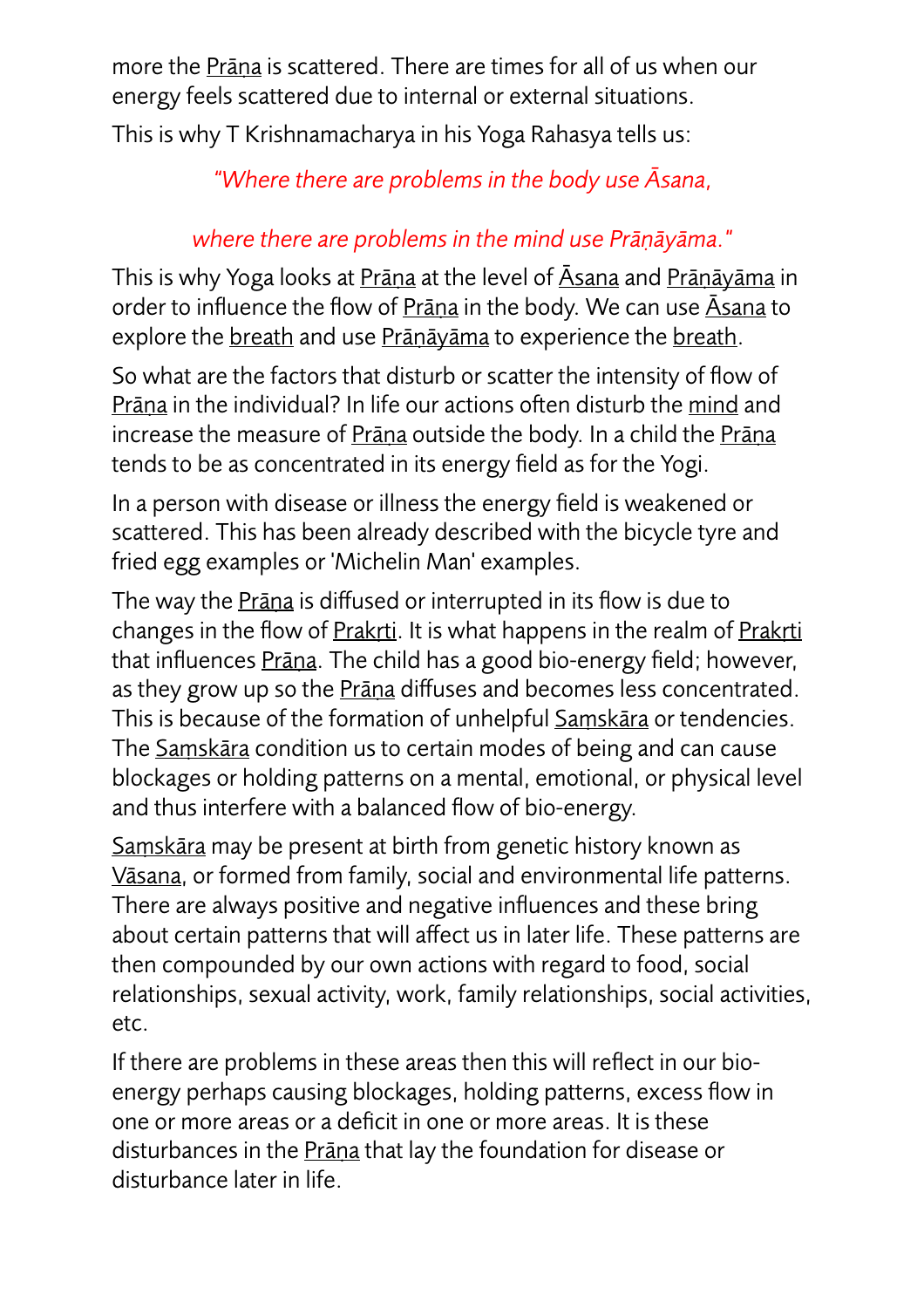more the Prāṇa is scattered. There are times for all of us when our energy feels scattered due to internal or external situations.

This is why T Krishnamacharya in his Yoga Rahasya tells us:

*"Where there are problems in the body use Āsana,*

*where there are problems in the mind use Prāṇāyāma."*

This is why Yoga looks at Prāṇa at the level of Āsana and Prāṇāyāma in order to influence the flow of Prāṇa in the body. We can use Āsana to explore the breath and use Prāṇāyāma to experience the breath.

So what are the factors that disturb or scatter the intensity of flow of Prāṇa in the individual? In life our actions often disturb the mind and increase the measure of Prāṇa outside the body. In a child the Prāṇa tends to be as concentrated in its energy field as for the Yogi.

In a person with disease or illness the energy field is weakened or scattered. This has been already described with the bicycle tyre and fried egg examples or 'Michelin Man' examples.

The way the Prāṇa is diffused or interrupted in its flow is due to changes in the flow of Prakṛti. It is what happens in the realm of Prakṛti that influences Prāṇa. The child has a good bio-energy field; however, as they grow up so the Prāṇa diffuses and becomes less concentrated. This is because of the formation of unhelpful Saṃskāra or tendencies. The Saṃskāra condition us to certain modes of being and can cause blockages or holding patterns on a mental, emotional, or physical level and thus interfere with a balanced flow of bio-energy.

Saṃskāra may be present at birth from genetic history known as Vāsana, or formed from family, social and environmental life patterns. There are always positive and negative influences and these bring about certain patterns that will affect us in later life. These patterns are then compounded by our own actions with regard to food, social relationships, sexual activity, work, family relationships, social activities, etc.

If there are problems in these areas then this will reflect in our bio-energy perhaps causing blockages, holding patterns, excess flow in one or more areas or a deficit in one or more areas. It is these disturbances in the Prāṇa that lay the foundation for disease or disturbance later in life.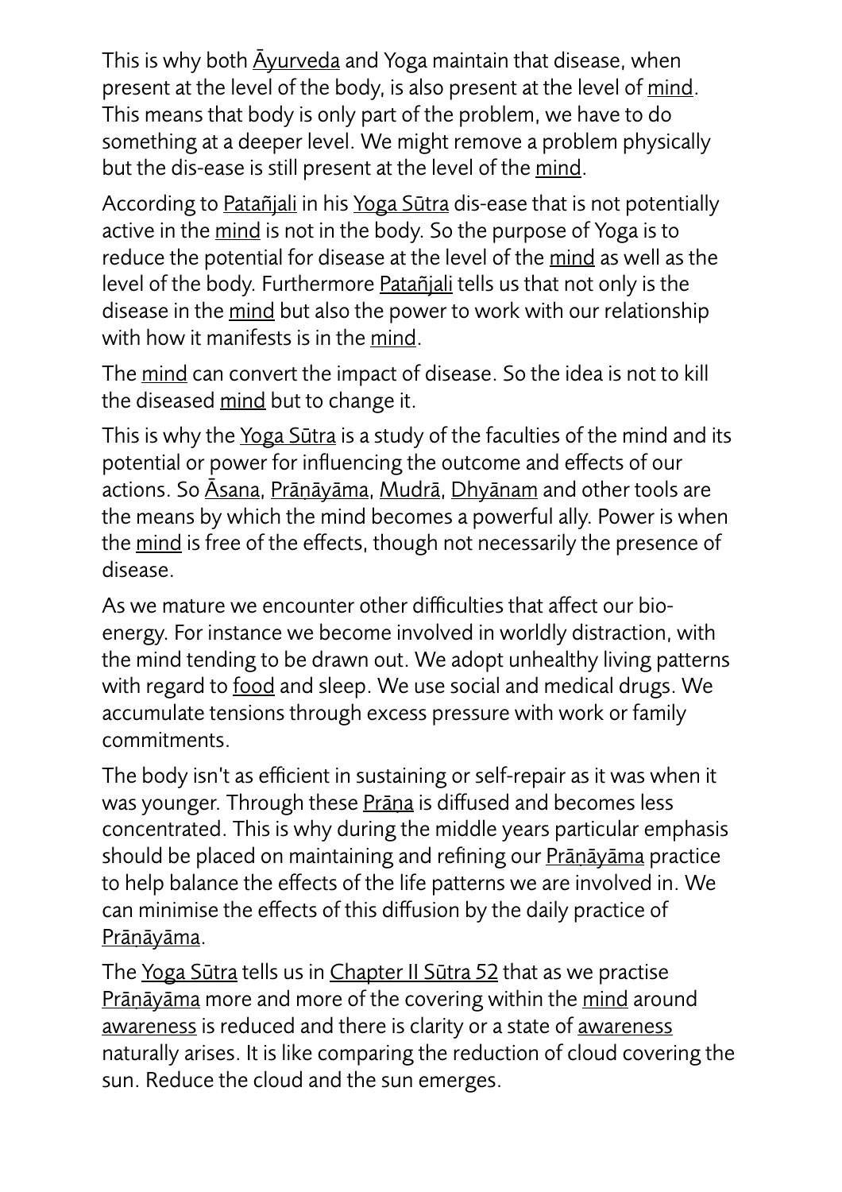This is why both Āyurveda and Yoga maintain that disease, when present at the level of the body, is also present at the level of mind. This means that body is only part of the problem, we have to do something at a deeper level. We might remove a problem physically but the dis-ease is still present at the level of the mind.

According to Patañjali in his Yoga Sūtra dis-ease that is not potentially active in the mind is not in the body. So the purpose of Yoga is to reduce the potential for disease at the level of the mind as well as the level of the body. Furthermore Patañjali tells us that not only is the disease in the mind but also the power to work with our relationship with how it manifests is in the mind.

The mind can convert the impact of disease. So the idea is not to kill the diseased mind but to change it.

This is why the Yoga Sūtra is a study of the faculties of the mind and its potential or power for influencing the outcome and effects of our actions. So Āsana, Prāṇāyāma, Mudrā, Dhyānam and other tools are the means by which the mind becomes a powerful ally. Power is when the mind is free of the effects, though not necessarily the presence of disease.

As we mature we encounter other difficulties that affect our bio-energy. For instance we become involved in worldly distraction, with the mind tending to be drawn out. We adopt unhealthy living patterns with regard to food and sleep. We use social and medical drugs. We accumulate tensions through excess pressure with work or family commitments.

The body isn't as efficient in sustaining or self-repair as it was when it was younger. Through these Prāṇa is diffused and becomes less concentrated. This is why during the middle years particular emphasis should be placed on maintaining and refining our Prāṇāyāma practice to help balance the effects of the life patterns we are involved in. We can minimise the effects of this diffusion by the daily practice of Prāṇāyāma.

The Yoga Sūtra tells us in Chapter II Sūtra 52 that as we practise Prāṇāyāma more and more of the covering within the mind around awareness is reduced and there is clarity or a state of awareness naturally arises. It is like comparing the reduction of cloud covering the sun. Reduce the cloud and the sun emerges.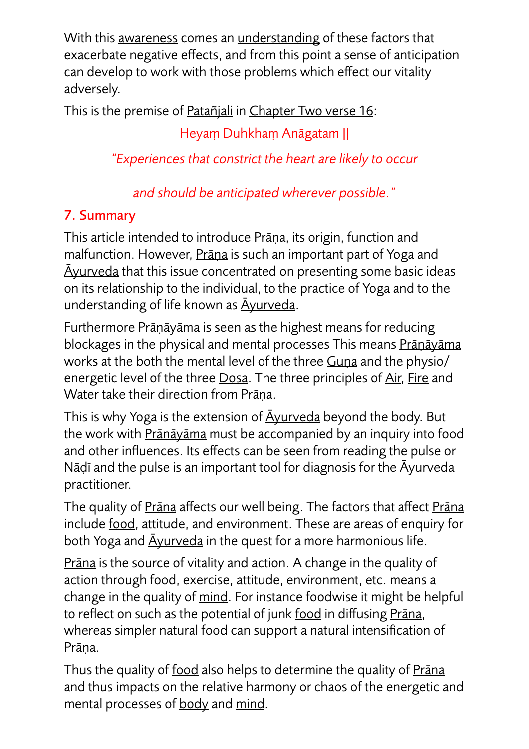With this awareness comes an understanding of these factors that exacerbate negative effects, and from this point a sense of anticipation can develop to work with those problems which effect our vitality adversely.

This is the premise of Patañjali in Chapter Two verse 16:

Heyaṃ Duhkhaṃ Anāgatam ||

*"Experiences that constrict the heart are likely to occur*

*and should be anticipated wherever possible."*

## 7. Summary

This article intended to introduce Prāṇa, its origin, function and malfunction. However, Prāṇa is such an important part of Yoga and Āyurveda that this issue concentrated on presenting some basic ideas on its relationship to the individual, to the practice of Yoga and to the understanding of life known as Āyurveda.

Furthermore Prāṇāyāma is seen as the highest means for reducing blockages in the physical and mental processes This means Prāṇāyāma works at the both the mental level of the three Guṇa and the physio/energetic level of the three Doṣa. The three principles of Air, Fire and Water take their direction from Prāṇa.

This is why Yoga is the extension of Āyurveda beyond the body. But the work with Prāṇāyāma must be accompanied by an inquiry into food and other influences. Its effects can be seen from reading the pulse or Nāḍī and the pulse is an important tool for diagnosis for the Āyurveda practitioner.

The quality of Prāṇa affects our well being. The factors that affect Prāṇa include food, attitude, and environment. These are areas of enquiry for both Yoga and Āyurveda in the quest for a more harmonious life.

Prāṇa is the source of vitality and action. A change in the quality of action through food, exercise, attitude, environment, etc. means a change in the quality of mind. For instance foodwise it might be helpful to reflect on such as the potential of junk food in diffusing Prāṇa, whereas simpler natural food can support a natural intensification of Prāṇa.

Thus the quality of food also helps to determine the quality of Prāṇa and thus impacts on the relative harmony or chaos of the energetic and mental processes of body and mind.